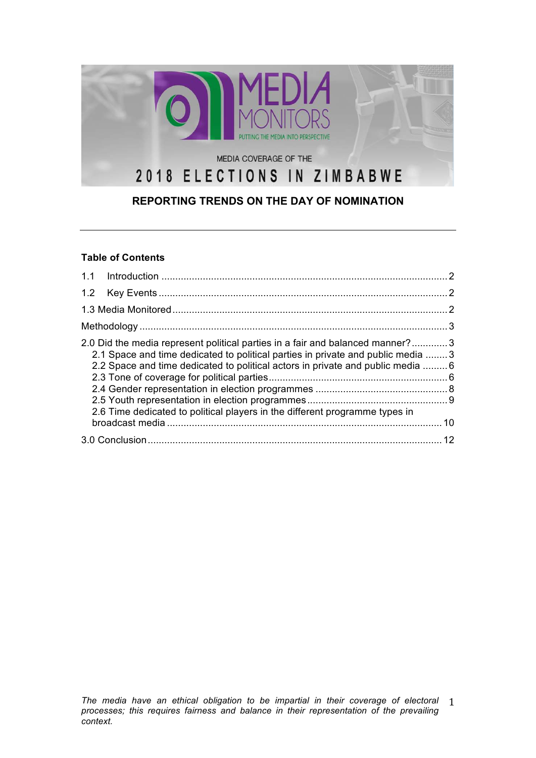MEDIA MONITORS

PUTTING THE MEDIA INTO PERSPECTIVE

MEDIA COVERAGE OF THE

# 2018 ELECTIONS IN ZIMBABWE

## REPORTING TRENDS ON THE DAY OF NOMINATION

---

**Table of Contents**

1.1 Introduction ........ 2

1.2 Key Events ........ 2

1.3 Media Monitored ........ 2

Methodology ........ 3

2.0 Did the media represent political parties in a fair and balanced manner? ........ 3

- 2.1 Space and time dedicated to political parties in private and public media ........ 3
- 2.2 Space and time dedicated to political actors in private and public media ........ 6
- 2.3 Tone of coverage for political parties ........ 6
- 2.4 Gender representation in election programmes ........ 8
- 2.5 Youth representation in election programmes ........ 9
- 2.6 Time dedicated to political players in the different programme types in broadcast media ........ 10

3.0 Conclusion ........ 12

*The media have an ethical obligation to be impartial in their coverage of electoral processes; this requires fairness and balance in their representation of the prevailing context.*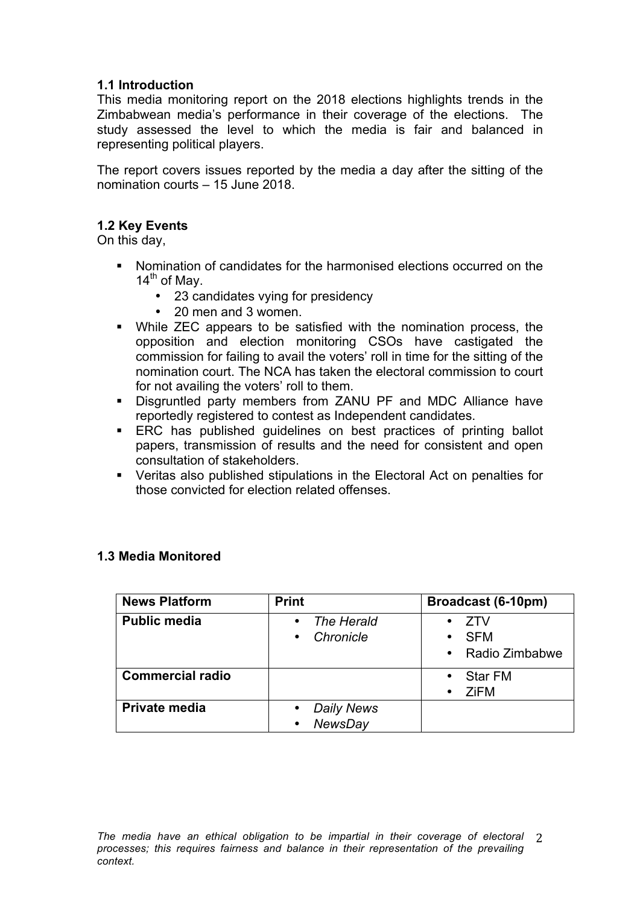### 1.1 Introduction

This media monitoring report on the 2018 elections highlights trends in the Zimbabwean media's performance in their coverage of the elections. The study assessed the level to which the media is fair and balanced in representing political players.

The report covers issues reported by the media a day after the sitting of the nomination courts – 15 June 2018.

### 1.2 Key Events

On this day,

- Nomination of candidates for the harmonised elections occurred on the 14th of May.
  - 23 candidates vying for presidency
  - 20 men and 3 women.
- While ZEC appears to be satisfied with the nomination process, the opposition and election monitoring CSOs have castigated the commission for failing to avail the voters' roll in time for the sitting of the nomination court. The NCA has taken the electoral commission to court for not availing the voters' roll to them.
- Disgruntled party members from ZANU PF and MDC Alliance have reportedly registered to contest as Independent candidates.
- ERC has published guidelines on best practices of printing ballot papers, transmission of results and the need for consistent and open consultation of stakeholders.
- Veritas also published stipulations in the Electoral Act on penalties for those convicted for election related offenses.

### 1.3 Media Monitored

| News Platform | Print | Broadcast (6-10pm) |
|---|---|---|
| **Public media** | • *The Herald*<br>• *Chronicle* | • ZTV<br>• SFM<br>• Radio Zimbabwe |
| **Commercial radio** | | • Star FM<br>• ZiFM |
| **Private media** | • *Daily News*<br>• *NewsDay* | |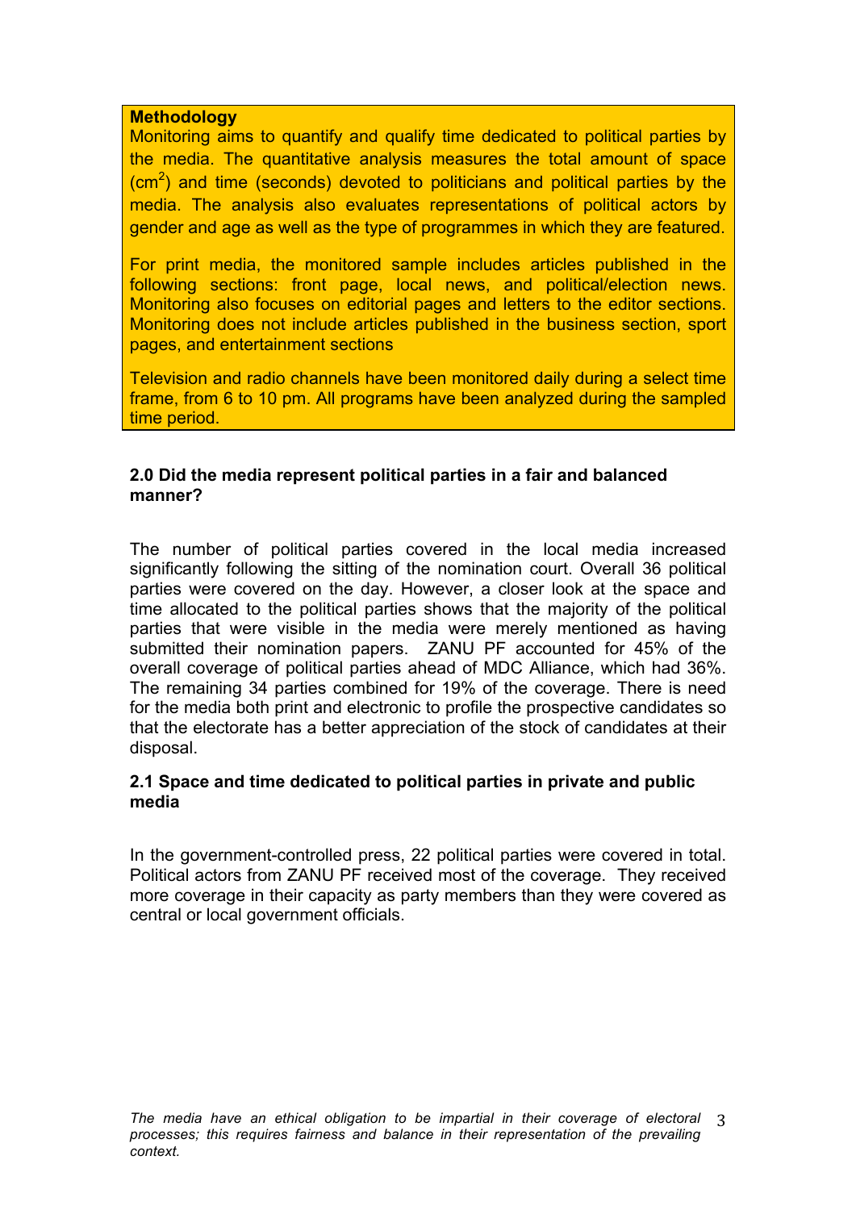**Methodology**

Monitoring aims to quantify and qualify time dedicated to political parties by the media. The quantitative analysis measures the total amount of space ($cm^2$) and time (seconds) devoted to politicians and political parties by the media. The analysis also evaluates representations of political actors by gender and age as well as the type of programmes in which they are featured.

For print media, the monitored sample includes articles published in the following sections: front page, local news, and political/election news. Monitoring also focuses on editorial pages and letters to the editor sections. Monitoring does not include articles published in the business section, sport pages, and entertainment sections

Television and radio channels have been monitored daily during a select time frame, from 6 to 10 pm. All programs have been analyzed during the sampled time period.

## 2.0 Did the media represent political parties in a fair and balanced manner?

The number of political parties covered in the local media increased significantly following the sitting of the nomination court. Overall 36 political parties were covered on the day. However, a closer look at the space and time allocated to the political parties shows that the majority of the political parties that were visible in the media were merely mentioned as having submitted their nomination papers. ZANU PF accounted for 45% of the overall coverage of political parties ahead of MDC Alliance, which had 36%. The remaining 34 parties combined for 19% of the coverage. There is need for the media both print and electronic to profile the prospective candidates so that the electorate has a better appreciation of the stock of candidates at their disposal.

### 2.1 Space and time dedicated to political parties in private and public media

In the government-controlled press, 22 political parties were covered in total. Political actors from ZANU PF received most of the coverage. They received more coverage in their capacity as party members than they were covered as central or local government officials.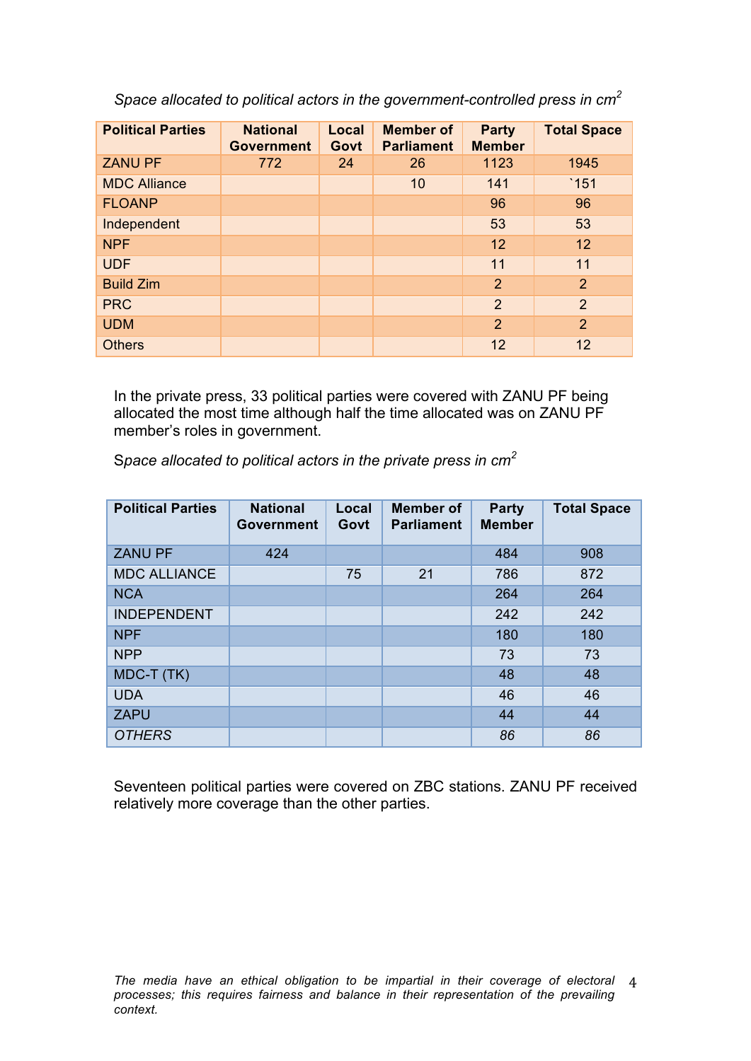*Space allocated to political actors in the government-controlled press in cm$^2$*

| Political Parties | National Government | Local Govt | Member of Parliament | Party Member | Total Space |
|---|---|---|---|---|---|
| ZANU PF | 772 | 24 | 26 | 1123 | 1945 |
| MDC Alliance | | | 10 | 141 | `151 |
| FLOANP | | | | 96 | 96 |
| Independent | | | | 53 | 53 |
| NPF | | | | 12 | 12 |
| UDF | | | | 11 | 11 |
| Build Zim | | | | 2 | 2 |
| PRC | | | | 2 | 2 |
| UDM | | | | 2 | 2 |
| Others | | | | 12 | 12 |

In the private press, 33 political parties were covered with ZANU PF being allocated the most time although half the time allocated was on ZANU PF member's roles in government.

*Space allocated to political actors in the private press in cm$^2$*

| Political Parties | National Government | Local Govt | Member of Parliament | Party Member | Total Space |
|---|---|---|---|---|---|
| ZANU PF | 424 | | | 484 | 908 |
| MDC ALLIANCE | | 75 | 21 | 786 | 872 |
| NCA | | | | 264 | 264 |
| INDEPENDENT | | | | 242 | 242 |
| NPF | | | | 180 | 180 |
| NPP | | | | 73 | 73 |
| MDC-T (TK) | | | | 48 | 48 |
| UDA | | | | 46 | 46 |
| ZAPU | | | | 44 | 44 |
| *OTHERS* | | | | *86* | *86* |

Seventeen political parties were covered on ZBC stations. ZANU PF received relatively more coverage than the other parties.

*The media have an ethical obligation to be impartial in their coverage of electoral processes; this requires fairness and balance in their representation of the prevailing context.*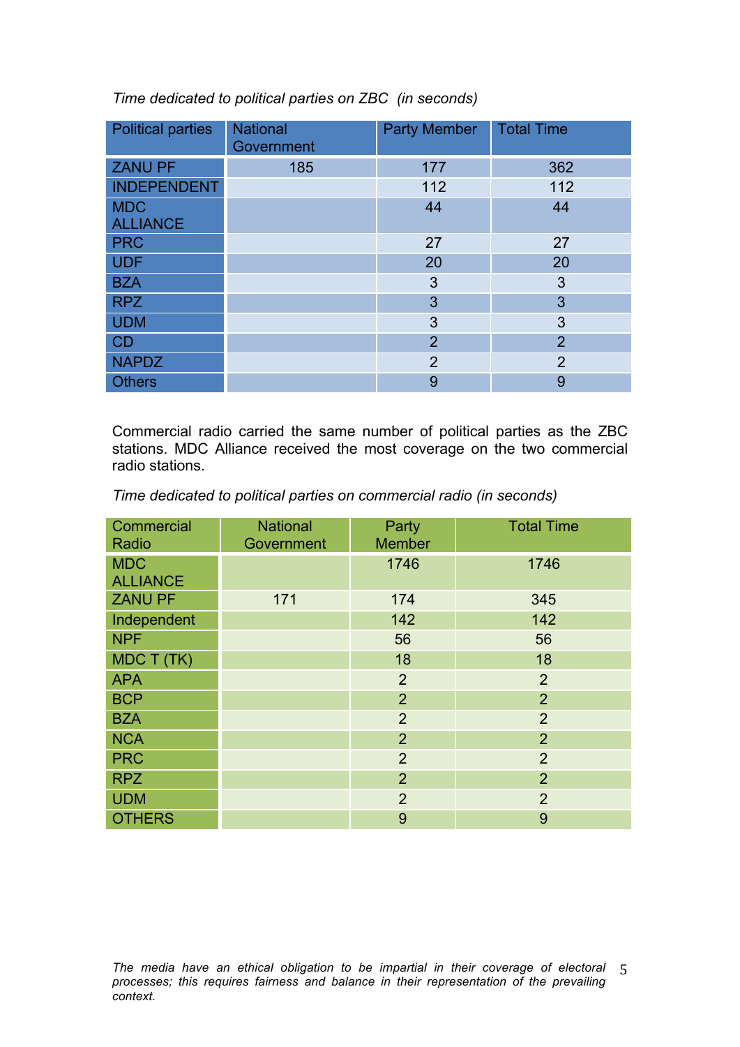*Time dedicated to political parties on ZBC (in seconds)*

| Political parties | National Government | Party Member | Total Time |
|---|---|---|---|
| ZANU PF | 185 | 177 | 362 |
| INDEPENDENT | | 112 | 112 |
| MDC ALLIANCE | | 44 | 44 |
| PRC | | 27 | 27 |
| UDF | | 20 | 20 |
| BZA | | 3 | 3 |
| RPZ | | 3 | 3 |
| UDM | | 3 | 3 |
| CD | | 2 | 2 |
| NAPDZ | | 2 | 2 |
| Others | | 9 | 9 |

Commercial radio carried the same number of political parties as the ZBC stations. MDC Alliance received the most coverage on the two commercial radio stations.

*Time dedicated to political parties on commercial radio (in seconds)*

| Commercial Radio | National Government | Party Member | Total Time |
|---|---|---|---|
| MDC ALLIANCE | | 1746 | 1746 |
| ZANU PF | 171 | 174 | 345 |
| Independent | | 142 | 142 |
| NPF | | 56 | 56 |
| MDC T (TK) | | 18 | 18 |
| APA | | 2 | 2 |
| BCP | | 2 | 2 |
| BZA | | 2 | 2 |
| NCA | | 2 | 2 |
| PRC | | 2 | 2 |
| RPZ | | 2 | 2 |
| UDM | | 2 | 2 |
| OTHERS | | 9 | 9 |

*The media have an ethical obligation to be impartial in their coverage of electoral processes; this requires fairness and balance in their representation of the prevailing context.*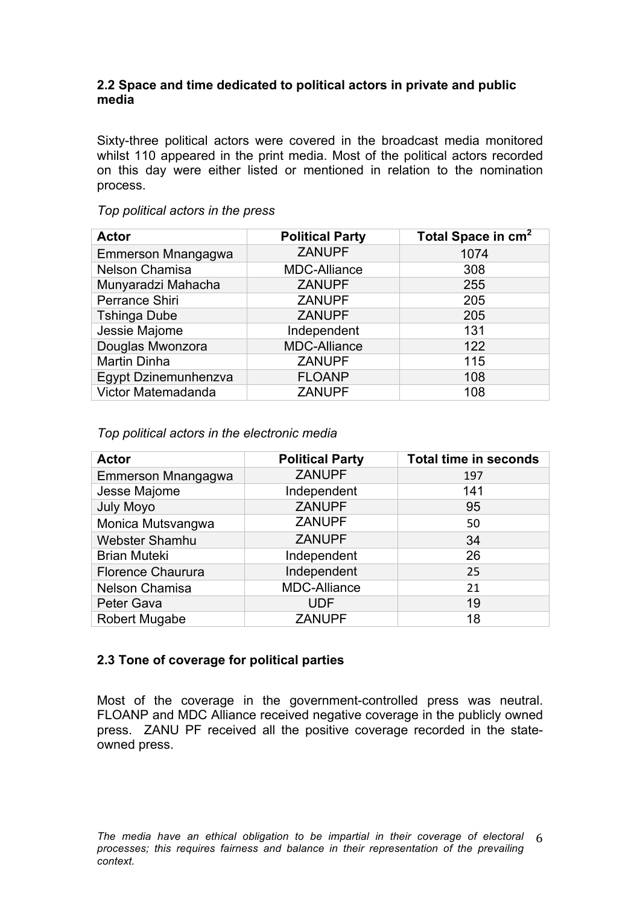## 2.2 Space and time dedicated to political actors in private and public media

Sixty-three political actors were covered in the broadcast media monitored whilst 110 appeared in the print media. Most of the political actors recorded on this day were either listed or mentioned in relation to the nomination process.

*Top political actors in the press*

| Actor | Political Party | Total Space in $cm^2$ |
|---|---|---|
| Emmerson Mnangagwa | ZANUPF | 1074 |
| Nelson Chamisa | MDC-Alliance | 308 |
| Munyaradzi Mahacha | ZANUPF | 255 |
| Perrance Shiri | ZANUPF | 205 |
| Tshinga Dube | ZANUPF | 205 |
| Jessie Majome | Independent | 131 |
| Douglas Mwonzora | MDC-Alliance | 122 |
| Martin Dinha | ZANUPF | 115 |
| Egypt Dzinemunhenzva | FLOANP | 108 |
| Victor Matemadanda | ZANUPF | 108 |

*Top political actors in the electronic media*

| Actor | Political Party | Total time in seconds |
|---|---|---|
| Emmerson Mnangagwa | ZANUPF | 197 |
| Jesse Majome | Independent | 141 |
| July Moyo | ZANUPF | 95 |
| Monica Mutsvangwa | ZANUPF | 50 |
| Webster Shamhu | ZANUPF | 34 |
| Brian Muteki | Independent | 26 |
| Florence Chaurura | Independent | 25 |
| Nelson Chamisa | MDC-Alliance | 21 |
| Peter Gava | UDF | 19 |
| Robert Mugabe | ZANUPF | 18 |

## 2.3 Tone of coverage for political parties

Most of the coverage in the government-controlled press was neutral. FLOANP and MDC Alliance received negative coverage in the publicly owned press. ZANU PF received all the positive coverage recorded in the state-owned press.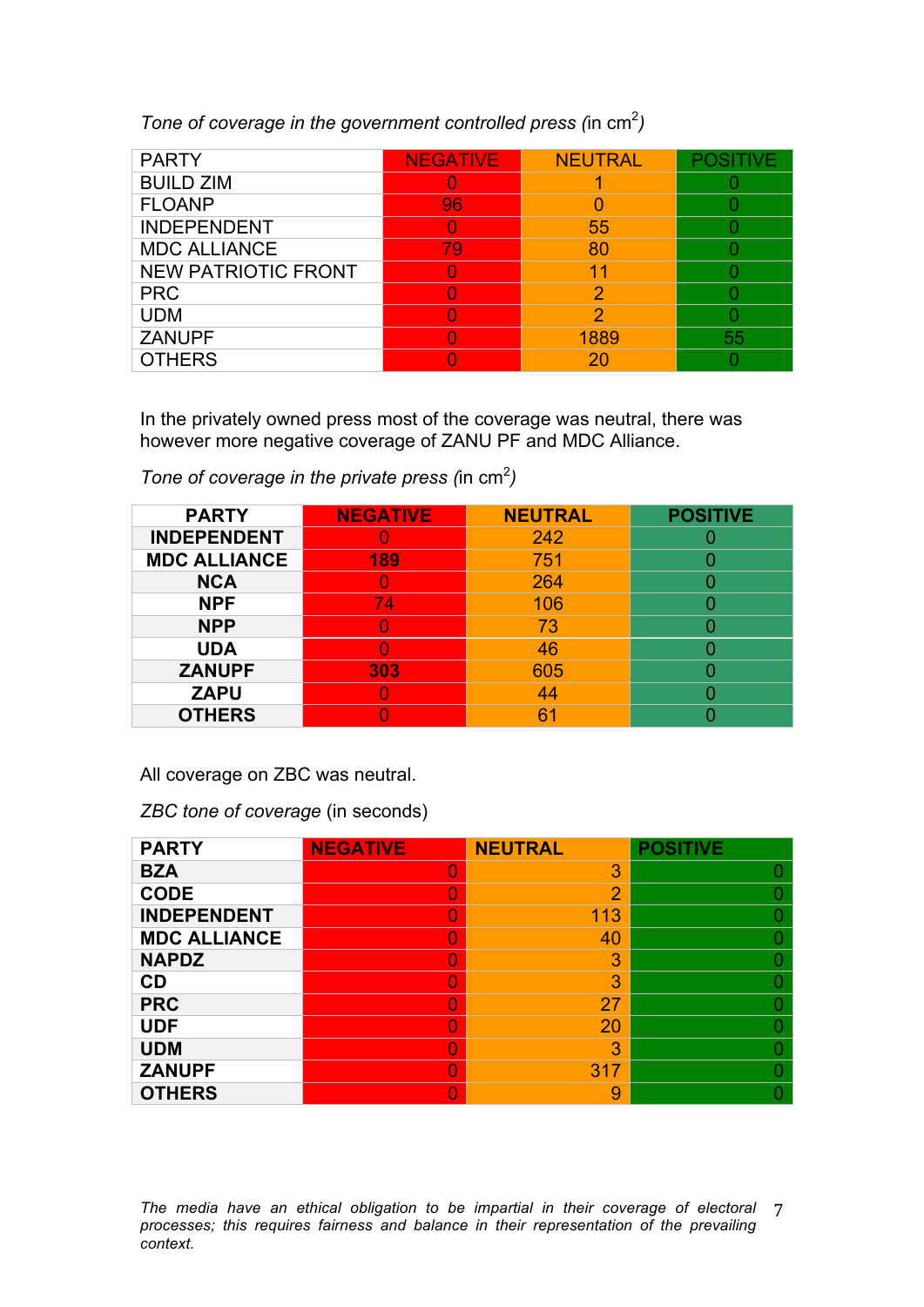*Tone of coverage in the government controlled press* (in cm$^2$)

| PARTY | NEGATIVE | NEUTRAL | POSITIVE |
|---|---|---|---|
| BUILD ZIM | 0 | 1 | 0 |
| FLOANP | 96 | 0 | 0 |
| INDEPENDENT | 0 | 55 | 0 |
| MDC ALLIANCE | 79 | 80 | 0 |
| NEW PATRIOTIC FRONT | 0 | 11 | 0 |
| PRC | 0 | 2 | 0 |
| UDM | 0 | 2 | 0 |
| ZANUPF | 0 | 1889 | 55 |
| OTHERS | 0 | 20 | 0 |

In the privately owned press most of the coverage was neutral, there was however more negative coverage of ZANU PF and MDC Alliance.

*Tone of coverage in the private press* (in cm$^2$)

| PARTY | NEGATIVE | NEUTRAL | POSITIVE |
|---|---|---|---|
| INDEPENDENT | 0 | 242 | 0 |
| MDC ALLIANCE | 189 | 751 | 0 |
| NCA | 0 | 264 | 0 |
| NPF | 74 | 106 | 0 |
| NPP | 0 | 73 | 0 |
| UDA | 0 | 46 | 0 |
| ZANUPF | 303 | 605 | 0 |
| ZAPU | 0 | 44 | 0 |
| OTHERS | 0 | 61 | 0 |

All coverage on ZBC was neutral.

*ZBC tone of coverage* (in seconds)

| PARTY | NEGATIVE | NEUTRAL | POSITIVE |
|---|---|---|---|
| BZA | 0 | 3 | 0 |
| CODE | 0 | 2 | 0 |
| INDEPENDENT | 0 | 113 | 0 |
| MDC ALLIANCE | 0 | 40 | 0 |
| NAPDZ | 0 | 3 | 0 |
| CD | 0 | 3 | 0 |
| PRC | 0 | 27 | 0 |
| UDF | 0 | 20 | 0 |
| UDM | 0 | 3 | 0 |
| ZANUPF | 0 | 317 | 0 |
| OTHERS | 0 | 9 | 0 |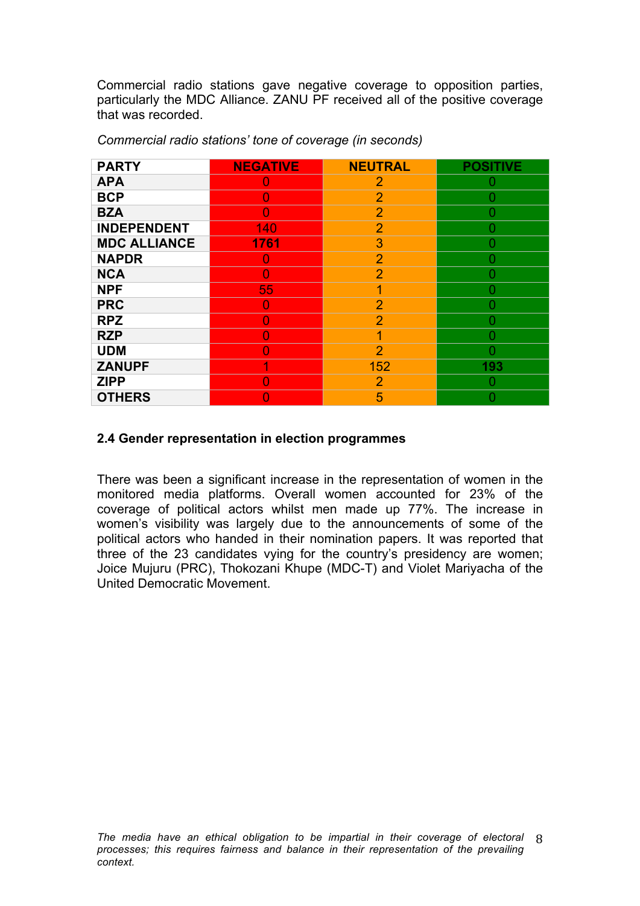Commercial radio stations gave negative coverage to opposition parties, particularly the MDC Alliance. ZANU PF received all of the positive coverage that was recorded.

*Commercial radio stations' tone of coverage (in seconds)*

| PARTY | NEGATIVE | NEUTRAL | POSITIVE |
|---|---|---|---|
| APA | 0 | 2 | 0 |
| BCP | 0 | 2 | 0 |
| BZA | 0 | 2 | 0 |
| INDEPENDENT | 140 | 2 | 0 |
| MDC ALLIANCE | **1761** | 3 | 0 |
| NAPDR | 0 | 2 | 0 |
| NCA | 0 | 2 | 0 |
| NPF | 55 | 1 | 0 |
| PRC | 0 | 2 | 0 |
| RPZ | 0 | 2 | 0 |
| RZP | 0 | 1 | 0 |
| UDM | 0 | 2 | 0 |
| ZANUPF | 1 | 152 | **193** |
| ZIPP | 0 | 2 | 0 |
| OTHERS | 0 | 5 | 0 |

### 2.4 Gender representation in election programmes

There was been a significant increase in the representation of women in the monitored media platforms. Overall women accounted for 23% of the coverage of political actors whilst men made up 77%. The increase in women's visibility was largely due to the announcements of some of the political actors who handed in their nomination papers. It was reported that three of the 23 candidates vying for the country's presidency are women; Joice Mujuru (PRC), Thokozani Khupe (MDC-T) and Violet Mariyacha of the United Democratic Movement.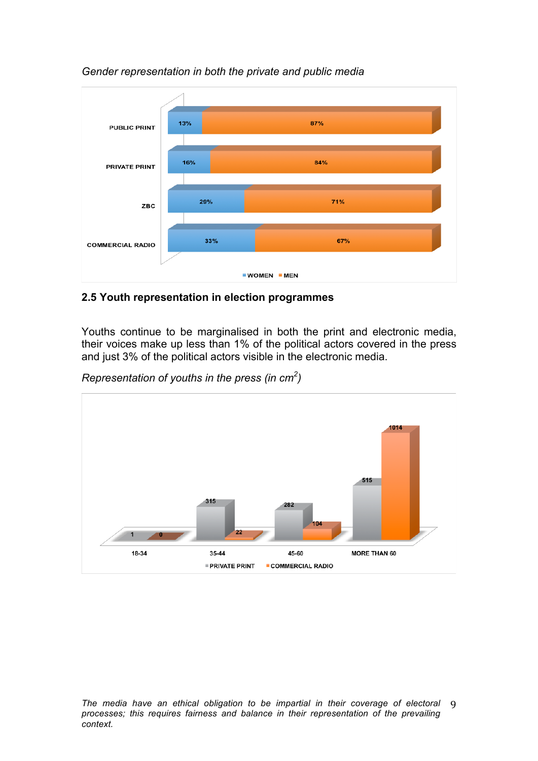*Gender representation in both the private and public media*

| | WOMEN | MEN |
|---|---|---|
| PUBLIC PRINT | 13% | 87% |
| PRIVATE PRINT | 16% | 84% |
| ZBC | 29% | 71% |
| COMMERCIAL RADIO | 33% | 67% |

## 2.5 Youth representation in election programmes

Youths continue to be marginalised in both the print and electronic media, their voices make up less than 1% of the political actors covered in the press and just 3% of the political actors visible in the electronic media.

*Representation of youths in the press (in cm$^2$)*

| | PRIVATE PRINT | COMMERCIAL RADIO |
|---|---|---|
| 18-34 | 1 | 0 |
| 35-44 | 315 | 22 |
| 45-60 | 282 | 104 |
| MORE THAN 60 | 515 | 1014 |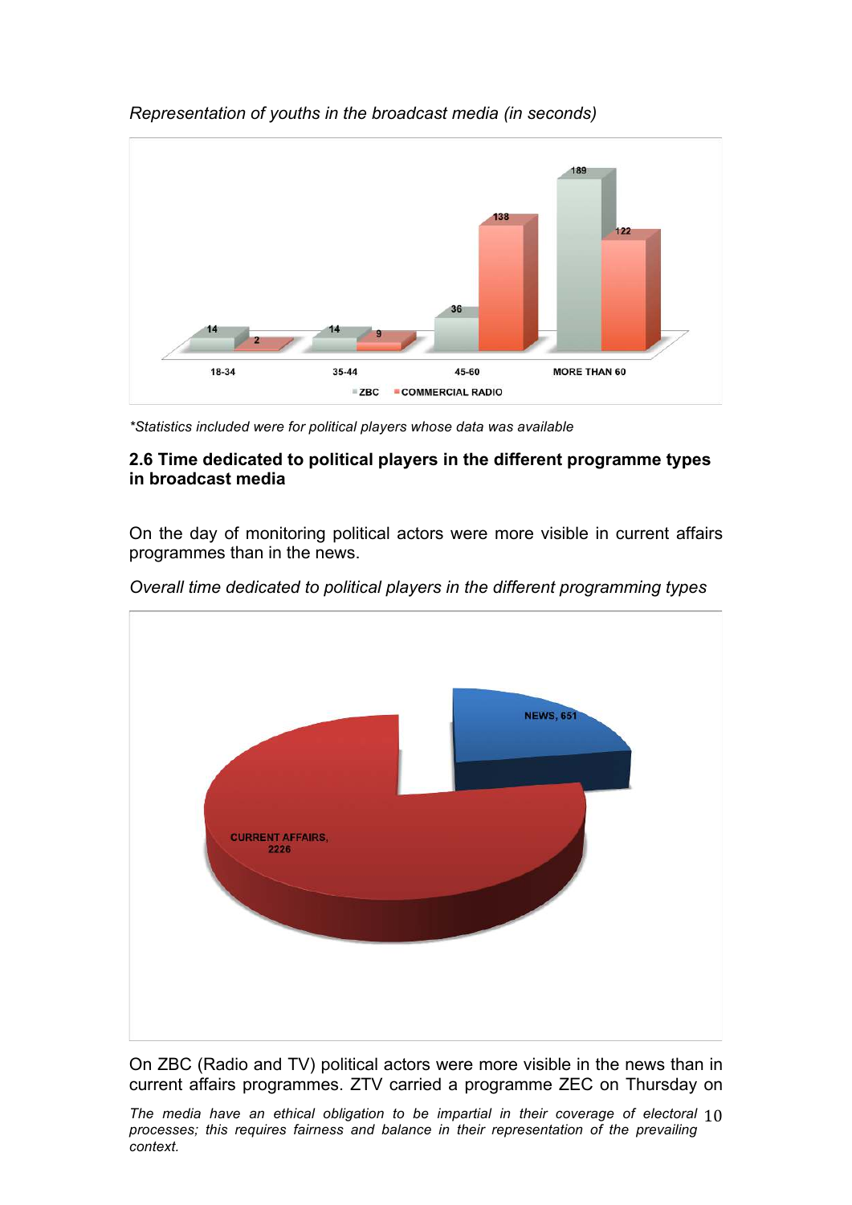*Representation of youths in the broadcast media (in seconds)*

| | 18-34 | 35-44 | 45-60 | MORE THAN 60 |
|---|---|---|---|---|
| ZBC | 14 | 14 | 36 | 189 |
| COMMERCIAL RADIO | 2 | 9 | 138 | 122 |

*\*Statistics included were for political players whose data was available*

### 2.6 Time dedicated to political players in the different programme types in broadcast media

On the day of monitoring political actors were more visible in current affairs programmes than in the news.

*Overall time dedicated to political players in the different programming types*

| Programme type | Time |
|---|---|
| NEWS | 651 |
| CURRENT AFFAIRS | 2226 |

On ZBC (Radio and TV) political actors were more visible in the news than in current affairs programmes. ZTV carried a programme ZEC on Thursday on

*The media have an ethical obligation to be impartial in their coverage of electoral processes; this requires fairness and balance in their representation of the prevailing context.*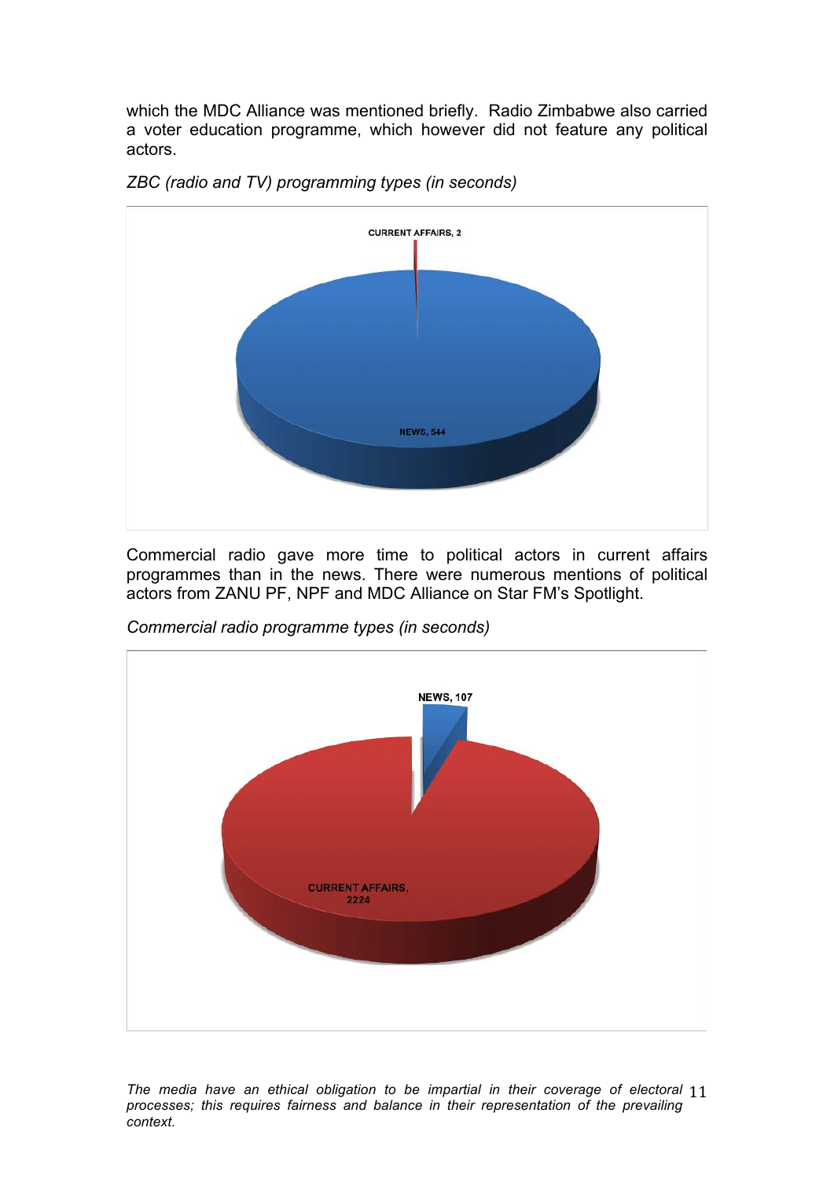which the MDC Alliance was mentioned briefly. Radio Zimbabwe also carried a voter education programme, which however did not feature any political actors.

*ZBC (radio and TV) programming types (in seconds)*

CURRENT AFFAIRS, 2

NEWS, 544

Commercial radio gave more time to political actors in current affairs programmes than in the news. There were numerous mentions of political actors from ZANU PF, NPF and MDC Alliance on Star FM's Spotlight.

*Commercial radio programme types (in seconds)*

NEWS, 107

CURRENT AFFAIRS, 2224

*The media have an ethical obligation to be impartial in their coverage of electoral processes; this requires fairness and balance in their representation of the prevailing context.*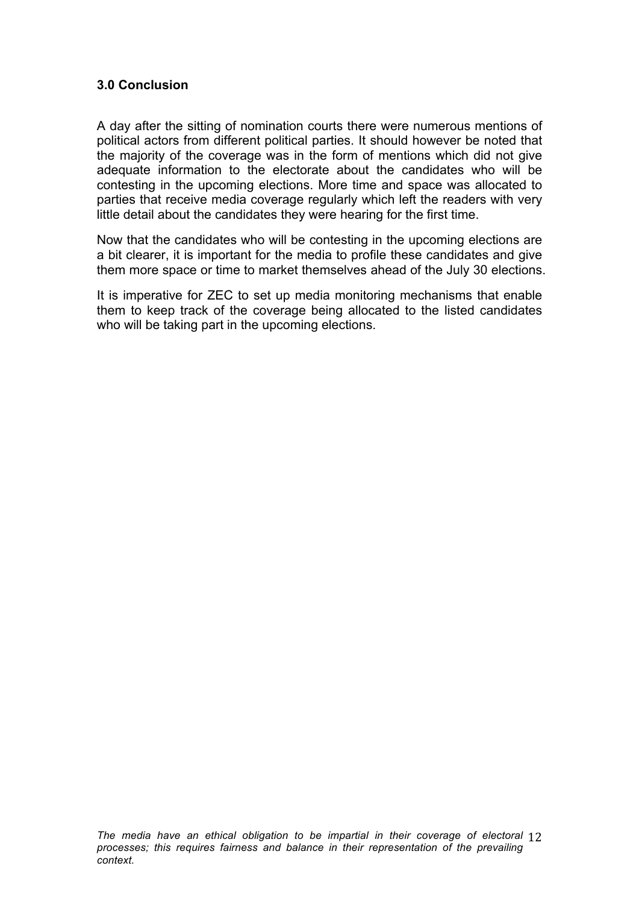### 3.0 Conclusion

A day after the sitting of nomination courts there were numerous mentions of political actors from different political parties. It should however be noted that the majority of the coverage was in the form of mentions which did not give adequate information to the electorate about the candidates who will be contesting in the upcoming elections. More time and space was allocated to parties that receive media coverage regularly which left the readers with very little detail about the candidates they were hearing for the first time.

Now that the candidates who will be contesting in the upcoming elections are a bit clearer, it is important for the media to profile these candidates and give them more space or time to market themselves ahead of the July 30 elections.

It is imperative for ZEC to set up media monitoring mechanisms that enable them to keep track of the coverage being allocated to the listed candidates who will be taking part in the upcoming elections.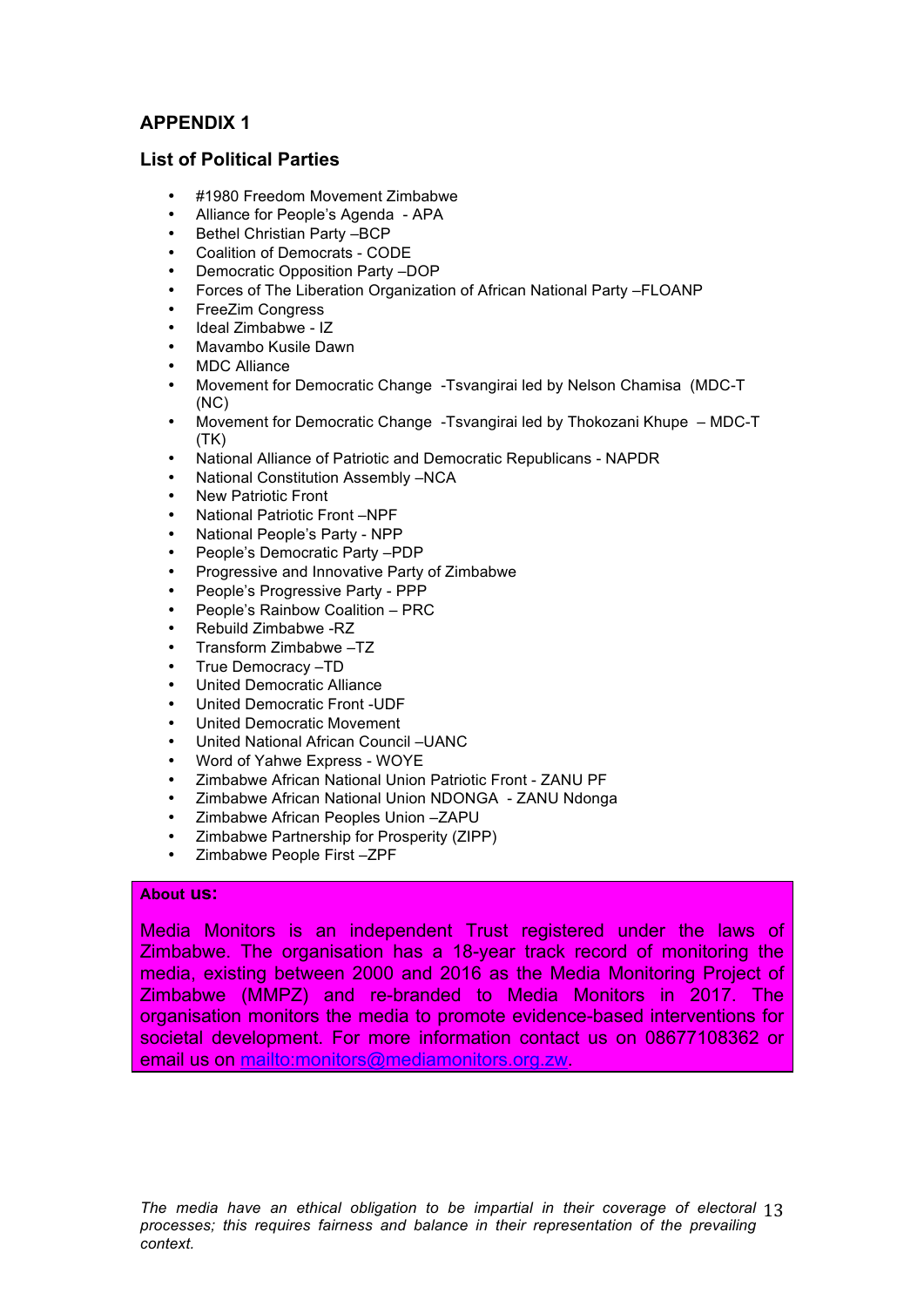## APPENDIX 1

### List of Political Parties

- #1980 Freedom Movement Zimbabwe
- Alliance for People's Agenda - APA
- Bethel Christian Party –BCP
- Coalition of Democrats - CODE
- Democratic Opposition Party –DOP
- Forces of The Liberation Organization of African National Party –FLOANP
- FreeZim Congress
- Ideal Zimbabwe - IZ
- Mavambo Kusile Dawn
- MDC Alliance
- Movement for Democratic Change -Tsvangirai led by Nelson Chamisa (MDC-T (NC)
- Movement for Democratic Change -Tsvangirai led by Thokozani Khupe – MDC-T (TK)
- National Alliance of Patriotic and Democratic Republicans - NAPDR
- National Constitution Assembly –NCA
- New Patriotic Front
- National Patriotic Front –NPF
- National People's Party - NPP
- People's Democratic Party –PDP
- Progressive and Innovative Party of Zimbabwe
- People's Progressive Party - PPP
- People's Rainbow Coalition – PRC
- Rebuild Zimbabwe -RZ
- Transform Zimbabwe –TZ
- True Democracy –TD
- United Democratic Alliance
- United Democratic Front -UDF
- United Democratic Movement
- United National African Council –UANC
- Word of Yahwe Express - WOYE
- Zimbabwe African National Union Patriotic Front - ZANU PF
- Zimbabwe African National Union NDONGA - ZANU Ndonga
- Zimbabwe African Peoples Union –ZAPU
- Zimbabwe Partnership for Prosperity (ZIPP)
- Zimbabwe People First –ZPF

**About us:**

Media Monitors is an independent Trust registered under the laws of Zimbabwe. The organisation has a 18-year track record of monitoring the media, existing between 2000 and 2016 as the Media Monitoring Project of Zimbabwe (MMPZ) and re-branded to Media Monitors in 2017. The organisation monitors the media to promote evidence-based interventions for societal development. For more information contact us on 08677108362 or email us on mailto:monitors@mediamonitors.org.zw.